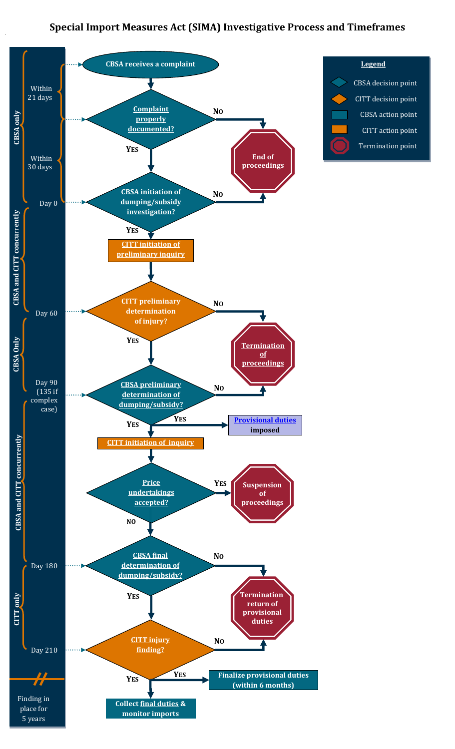# Special Import Measures Act (SIMA) Investigative Process and Timeframes

**Legend**

- CBSA decision point
- CITT decision point
- CBSA action point
- CITT action point
- Termination point

**CBSA only**

- **CBSA receives a complaint**
- Within 21 days
- **Complaint properly documented?**
  - **No** → **End of proceedings**
  - **Yes** ↓
- Within 30 days
- Day 0 — **CBSA initiation of dumping/subsidy investigation?**
  - **No** → **End of proceedings**
  - **Yes** ↓

**CBSA and CITT concurrently**

- **CITT initiation of preliminary inquiry**
- Day 60 — **CITT preliminary determination of injury?**
  - **No** → **Termination of proceedings**
  - **Yes** ↓

**CBSA Only**

- Day 90 (135 if complex case) — **CBSA preliminary determination of dumping/subsidy?**
  - **No** → **Termination of proceedings**
  - **Yes** → **Provisional duties imposed**
  - **Yes** ↓

**CBSA and CITT concurrently**

- **CITT initiation of inquiry**
- **Price undertakings accepted?**
  - **Yes** → **Suspension of proceedings**
  - **No** ↓
- Day 180 — **CBSA final determination of dumping/subsidy?**
  - **No** → **Termination return of provisional duties**
  - **Yes** ↓

**CITT only**

- Day 210 — **CITT injury finding?**
  - **No** → **Termination return of provisional duties**
  - **Yes** → **Finalize provisional duties (within 6 months)**
  - **Yes** → **Collect final duties & monitor imports**

Finding in place for 5 years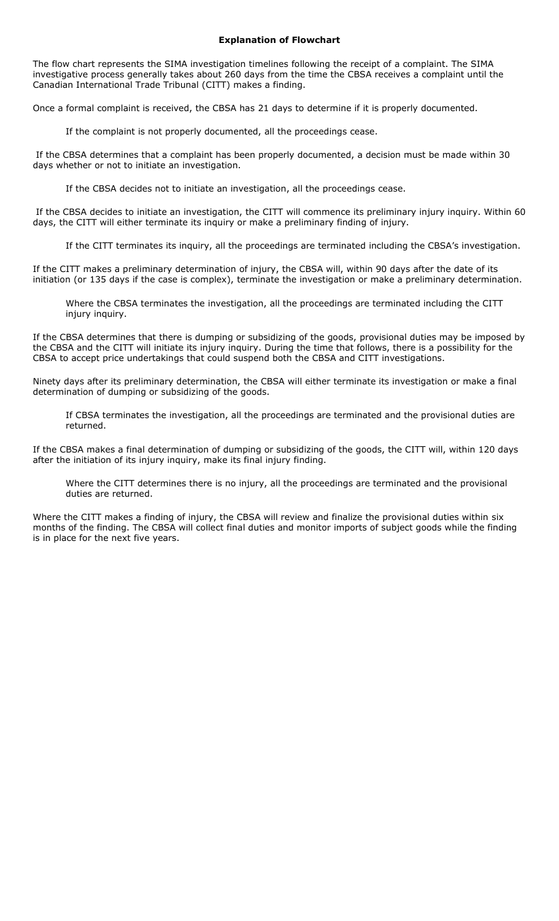# Explanation of Flowchart

The flow chart represents the SIMA investigation timelines following the receipt of a complaint. The SIMA investigative process generally takes about 260 days from the time the CBSA receives a complaint until the Canadian International Trade Tribunal (CITT) makes a finding.

Once a formal complaint is received, the CBSA has 21 days to determine if it is properly documented.

> If the complaint is not properly documented, all the proceedings cease.

If the CBSA determines that a complaint has been properly documented, a decision must be made within 30 days whether or not to initiate an investigation.

> If the CBSA decides not to initiate an investigation, all the proceedings cease.

If the CBSA decides to initiate an investigation, the CITT will commence its preliminary injury inquiry. Within 60 days, the CITT will either terminate its inquiry or make a preliminary finding of injury.

> If the CITT terminates its inquiry, all the proceedings are terminated including the CBSA's investigation.

If the CITT makes a preliminary determination of injury, the CBSA will, within 90 days after the date of its initiation (or 135 days if the case is complex), terminate the investigation or make a preliminary determination.

> Where the CBSA terminates the investigation, all the proceedings are terminated including the CITT injury inquiry.

If the CBSA determines that there is dumping or subsidizing of the goods, provisional duties may be imposed by the CBSA and the CITT will initiate its injury inquiry. During the time that follows, there is a possibility for the CBSA to accept price undertakings that could suspend both the CBSA and CITT investigations.

Ninety days after its preliminary determination, the CBSA will either terminate its investigation or make a final determination of dumping or subsidizing of the goods.

> If CBSA terminates the investigation, all the proceedings are terminated and the provisional duties are returned.

If the CBSA makes a final determination of dumping or subsidizing of the goods, the CITT will, within 120 days after the initiation of its injury inquiry, make its final injury finding.

> Where the CITT determines there is no injury, all the proceedings are terminated and the provisional duties are returned.

Where the CITT makes a finding of injury, the CBSA will review and finalize the provisional duties within six months of the finding. The CBSA will collect final duties and monitor imports of subject goods while the finding is in place for the next five years.